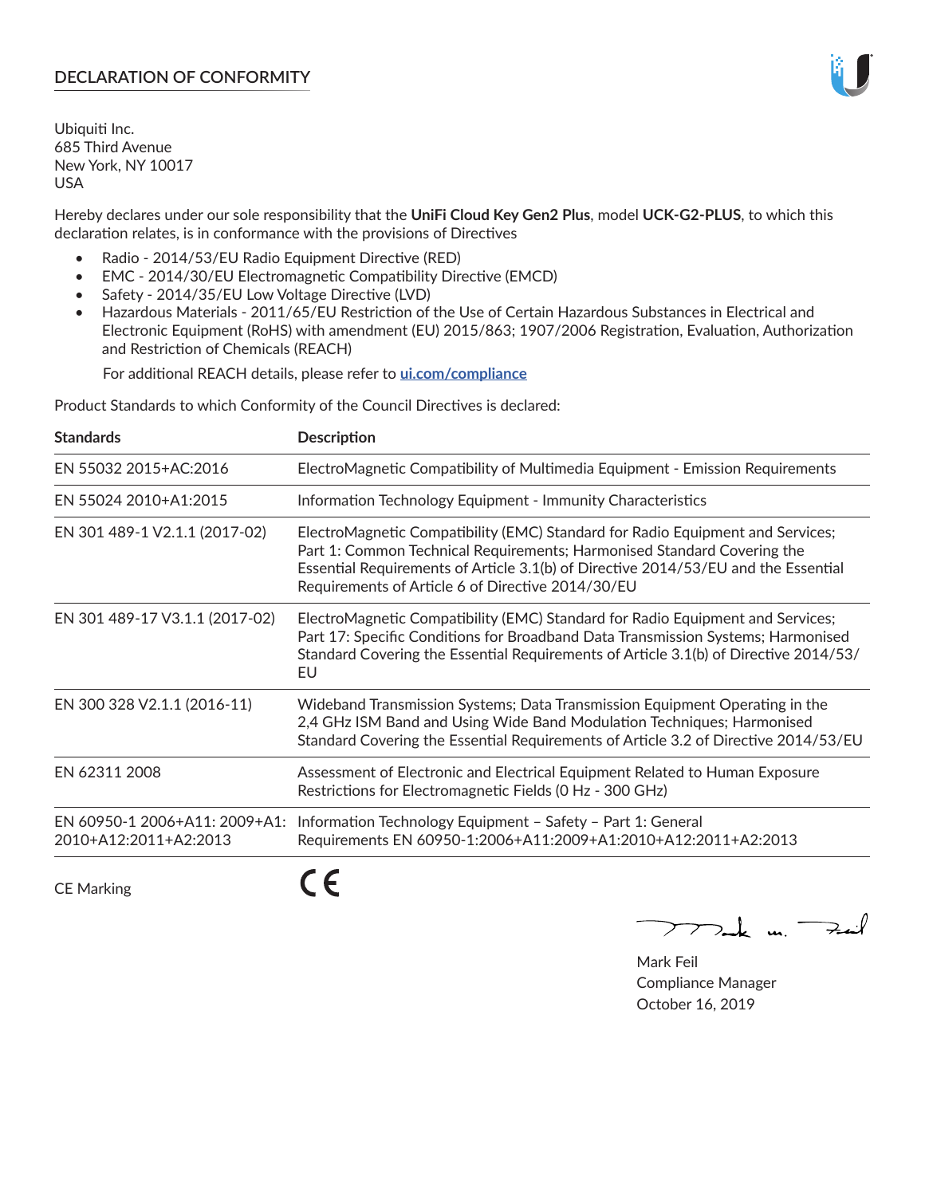# DECLARATION OF CONFORMITY

Ubiquiti Inc.
685 Third Avenue
New York, NY 10017
USA

Hereby declares under our sole responsibility that the **UniFi Cloud Key Gen2 Plus**, model **UCK-G2-PLUS**, to which this declaration relates, is in conformance with the provisions of Directives

- Radio - 2014/53/EU Radio Equipment Directive (RED)
- EMC - 2014/30/EU Electromagnetic Compatibility Directive (EMCD)
- Safety - 2014/35/EU Low Voltage Directive (LVD)
- Hazardous Materials - 2011/65/EU Restriction of the Use of Certain Hazardous Substances in Electrical and Electronic Equipment (RoHS) with amendment (EU) 2015/863; 1907/2006 Registration, Evaluation, Authorization and Restriction of Chemicals (REACH)

  For additional REACH details, please refer to **ui.com/compliance**

Product Standards to which Conformity of the Council Directives is declared:

| Standards | Description |
|---|---|
| EN 55032 2015+AC:2016 | ElectroMagnetic Compatibility of Multimedia Equipment - Emission Requirements |
| EN 55024 2010+A1:2015 | Information Technology Equipment - Immunity Characteristics |
| EN 301 489-1 V2.1.1 (2017-02) | ElectroMagnetic Compatibility (EMC) Standard for Radio Equipment and Services; Part 1: Common Technical Requirements; Harmonised Standard Covering the Essential Requirements of Article 3.1(b) of Directive 2014/53/EU and the Essential Requirements of Article 6 of Directive 2014/30/EU |
| EN 301 489-17 V3.1.1 (2017-02) | ElectroMagnetic Compatibility (EMC) Standard for Radio Equipment and Services; Part 17: Specific Conditions for Broadband Data Transmission Systems; Harmonised Standard Covering the Essential Requirements of Article 3.1(b) of Directive 2014/53/EU |
| EN 300 328 V2.1.1 (2016-11) | Wideband Transmission Systems; Data Transmission Equipment Operating in the 2,4 GHz ISM Band and Using Wide Band Modulation Techniques; Harmonised Standard Covering the Essential Requirements of Article 3.2 of Directive 2014/53/EU |
| EN 62311 2008 | Assessment of Electronic and Electrical Equipment Related to Human Exposure Restrictions for Electromagnetic Fields (0 Hz - 300 GHz) |
| EN 60950-1 2006+A11: 2009+A1: 2010+A12:2011+A2:2013 | Information Technology Equipment – Safety – Part 1: General Requirements EN 60950-1:2006+A11:2009+A1:2010+A12:2011+A2:2013 |

CE Marking CE

Mark Feil
Compliance Manager
October 16, 2019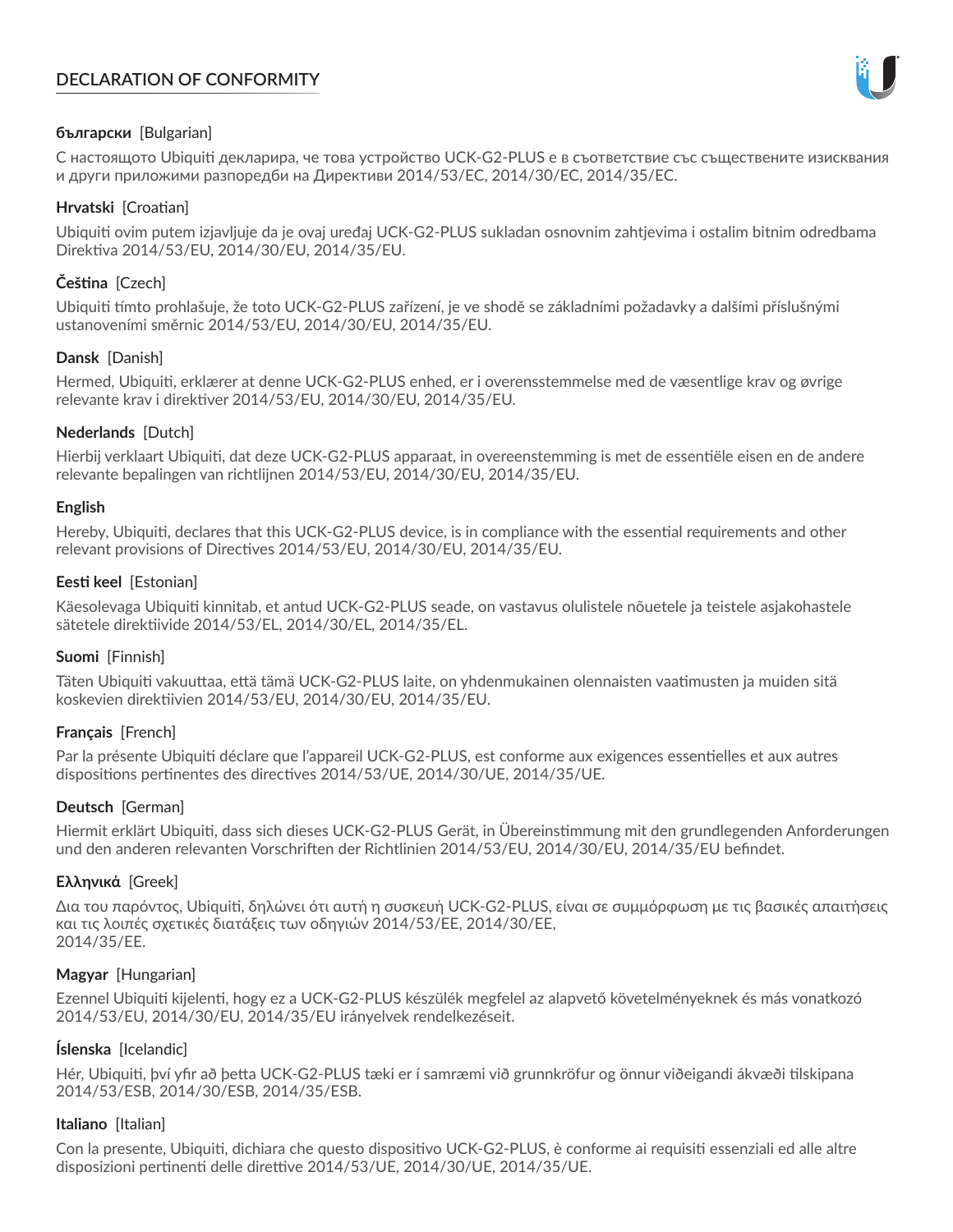# DECLARATION OF CONFORMITY

**български** [Bulgarian]

С настоящото Ubiquiti декларира, че това устройство UCK-G2-PLUS е в съответствие със съществените изисквания и други приложими разпоредби на Директиви 2014/53/EC, 2014/30/ЕС, 2014/35/ЕС.

**Hrvatski** [Croatian]

Ubiquiti ovim putem izjavljuje da je ovaj uređaj UCK-G2-PLUS sukladan osnovnim zahtjevima i ostalim bitnim odredbama Direktiva 2014/53/EU, 2014/30/EU, 2014/35/EU.

**Čeština** [Czech]

Ubiquiti tímto prohlašuje, že toto UCK-G2-PLUS zařízení, je ve shodě se základními požadavky a dalšími příslušnými ustanoveními směrnic 2014/53/EU, 2014/30/EU, 2014/35/EU.

**Dansk** [Danish]

Hermed, Ubiquiti, erklærer at denne UCK-G2-PLUS enhed, er i overensstemmelse med de væsentlige krav og øvrige relevante krav i direktiver 2014/53/EU, 2014/30/EU, 2014/35/EU.

**Nederlands** [Dutch]

Hierbij verklaart Ubiquiti, dat deze UCK-G2-PLUS apparaat, in overeenstemming is met de essentiële eisen en de andere relevante bepalingen van richtlijnen 2014/53/EU, 2014/30/EU, 2014/35/EU.

**English**

Hereby, Ubiquiti, declares that this UCK-G2-PLUS device, is in compliance with the essential requirements and other relevant provisions of Directives 2014/53/EU, 2014/30/EU, 2014/35/EU.

**Eesti keel** [Estonian]

Käesolevaga Ubiquiti kinnitab, et antud UCK-G2-PLUS seade, on vastavus olulistele nõuetele ja teistele asjakohastele sätetele direktiivide 2014/53/EL, 2014/30/EL, 2014/35/EL.

**Suomi** [Finnish]

Täten Ubiquiti vakuuttaa, että tämä UCK-G2-PLUS laite, on yhdenmukainen olennaisten vaatimusten ja muiden sitä koskevien direktiivien 2014/53/EU, 2014/30/EU, 2014/35/EU.

**Français** [French]

Par la présente Ubiquiti déclare que l'appareil UCK-G2-PLUS, est conforme aux exigences essentielles et aux autres dispositions pertinentes des directives 2014/53/UE, 2014/30/UE, 2014/35/UE.

**Deutsch** [German]

Hiermit erklärt Ubiquiti, dass sich dieses UCK-G2-PLUS Gerät, in Übereinstimmung mit den grundlegenden Anforderungen und den anderen relevanten Vorschriften der Richtlinien 2014/53/EU, 2014/30/EU, 2014/35/EU befindet.

**Ελληνικά** [Greek]

Δια του παρόντος, Ubiquiti, δηλώνει ότι αυτή η συσκευή UCK-G2-PLUS, είναι σε συμμόρφωση με τις βασικές απαιτήσεις και τις λοιπές σχετικές διατάξεις των οδηγιών 2014/53/EE, 2014/30/EE, 2014/35/EE.

**Magyar** [Hungarian]

Ezennel Ubiquiti kijelenti, hogy ez a UCK-G2-PLUS készülék megfelel az alapvető követelményeknek és más vonatkozó 2014/53/EU, 2014/30/EU, 2014/35/EU irányelvek rendelkezéseit.

**Íslenska** [Icelandic]

Hér, Ubiquiti, því yfir að þetta UCK-G2-PLUS tæki er í samræmi við grunnkröfur og önnur viðeigandi ákvæði tilskipana 2014/53/ESB, 2014/30/ESB, 2014/35/ESB.

**Italiano** [Italian]

Con la presente, Ubiquiti, dichiara che questo dispositivo UCK-G2-PLUS, è conforme ai requisiti essenziali ed alle altre disposizioni pertinenti delle direttive 2014/53/UE, 2014/30/UE, 2014/35/UE.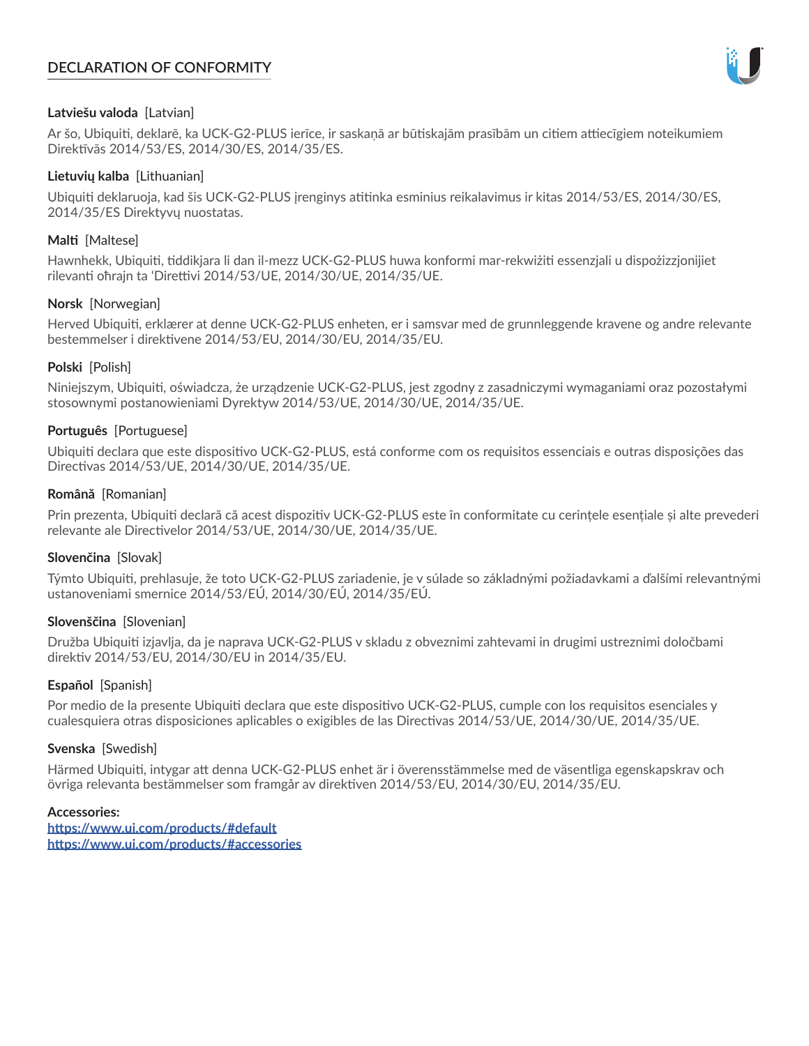DECLARATION OF CONFORMITY

**Latviešu valoda** [Latvian]

Ar šo, Ubiquiti, deklarē, ka UCK-G2-PLUS ierīce, ir saskaņā ar būtiskajām prasībām un citiem attiecīgiem noteikumiem Direktīvās 2014/53/ES, 2014/30/ES, 2014/35/ES.

**Lietuvių kalba** [Lithuanian]

Ubiquiti deklaruoja, kad šis UCK-G2-PLUS įrenginys atitinka esminius reikalavimus ir kitas 2014/53/ES, 2014/30/ES, 2014/35/ES Direktyvų nuostatas.

**Malti** [Maltese]

Hawnhekk, Ubiquiti, tiddikjara li dan il-mezz UCK-G2-PLUS huwa konformi mar-rekwiżiti essenzjali u dispożizzjonijiet rilevanti oħrajn ta 'Direttivi 2014/53/UE, 2014/30/UE, 2014/35/UE.

**Norsk** [Norwegian]

Herved Ubiquiti, erklærer at denne UCK-G2-PLUS enheten, er i samsvar med de grunnleggende kravene og andre relevante bestemmelser i direktivene 2014/53/EU, 2014/30/EU, 2014/35/EU.

**Polski** [Polish]

Niniejszym, Ubiquiti, oświadcza, że urządzenie UCK-G2-PLUS, jest zgodny z zasadniczymi wymaganiami oraz pozostałymi stosownymi postanowieniami Dyrektyw 2014/53/UE, 2014/30/UE, 2014/35/UE.

**Português** [Portuguese]

Ubiquiti declara que este dispositivo UCK-G2-PLUS, está conforme com os requisitos essenciais e outras disposições das Directivas 2014/53/UE, 2014/30/UE, 2014/35/UE.

**Română** [Romanian]

Prin prezenta, Ubiquiti declară că acest dispozitiv UCK-G2-PLUS este în conformitate cu cerințele esențiale și alte prevederi relevante ale Directivelor 2014/53/UE, 2014/30/UE, 2014/35/UE.

**Slovenčina** [Slovak]

Týmto Ubiquiti, prehlasuje, že toto UCK-G2-PLUS zariadenie, je v súlade so základnými požiadavkami a ďalšími relevantnými ustanoveniami smernice 2014/53/EÚ, 2014/30/EÚ, 2014/35/EÚ.

**Slovenščina** [Slovenian]

Družba Ubiquiti izjavlja, da je naprava UCK-G2-PLUS v skladu z obveznimi zahtevami in drugimi ustreznimi določbami direktiv 2014/53/EU, 2014/30/EU in 2014/35/EU.

**Español** [Spanish]

Por medio de la presente Ubiquiti declara que este dispositivo UCK-G2-PLUS, cumple con los requisitos esenciales y cualesquiera otras disposiciones aplicables o exigibles de las Directivas 2014/53/UE, 2014/30/UE, 2014/35/UE.

**Svenska** [Swedish]

Härmed Ubiquiti, intygar att denna UCK-G2-PLUS enhet är i överensstämmelse med de väsentliga egenskapskrav och övriga relevanta bestämmelser som framgår av direktiven 2014/53/EU, 2014/30/EU, 2014/35/EU.

**Accessories:**
https://www.ui.com/products/#default
https://www.ui.com/products/#accessories